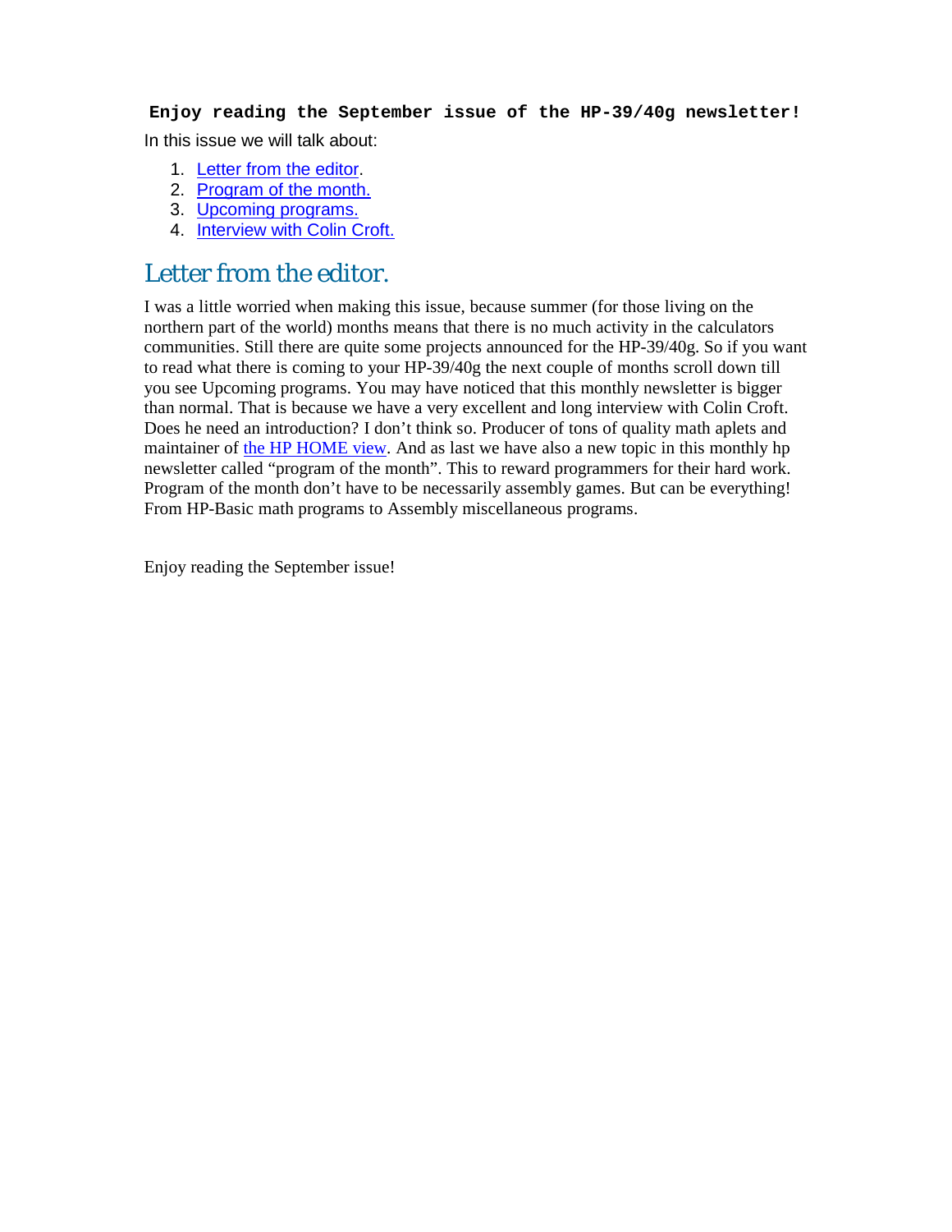**Enjoy reading the September issue of the HP-39/40g newsletter!**

In this issue we will talk about:

1. Letter from the editor.
2. Program of the month.
3. Upcoming programs.
4. Interview with Colin Croft.

# Letter from the editor.

I was a little worried when making this issue, because summer (for those living on the northern part of the world) months means that there is no much activity in the calculators communities. Still there are quite some projects announced for the HP-39/40g. So if you want to read what there is coming to your HP-39/40g the next couple of months scroll down till you see Upcoming programs. You may have noticed that this monthly newsletter is bigger than normal. That is because we have a very excellent and long interview with Colin Croft. Does he need an introduction? I don't think so. Producer of tons of quality math aplets and maintainer of the HP HOME view. And as last we have also a new topic in this monthly hp newsletter called "program of the month". This to reward programmers for their hard work. Program of the month don't have to be necessarily assembly games. But can be everything! From HP-Basic math programs to Assembly miscellaneous programs.

Enjoy reading the September issue!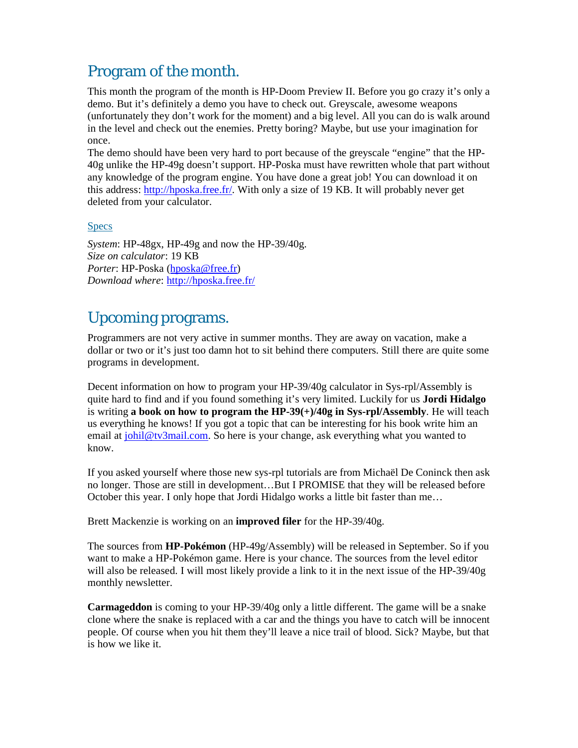## Program of the month.

This month the program of the month is HP-Doom Preview II. Before you go crazy it's only a demo. But it's definitely a demo you have to check out. Greyscale, awesome weapons (unfortunately they don't work for the moment) and a big level. All you can do is walk around in the level and check out the enemies. Pretty boring? Maybe, but use your imagination for once.
The demo should have been very hard to port because of the greyscale "engine" that the HP-40g unlike the HP-49g doesn't support. HP-Poska must have rewritten whole that part without any knowledge of the program engine. You have done a great job! You can download it on this address: [http://hposka.free.fr/](http://hposka.free.fr/). With only a size of 19 KB. It will probably never get deleted from your calculator.

### Specs

*System*: HP-48gx, HP-49g and now the HP-39/40g.
*Size on calculator*: 19 KB
*Porter*: HP-Poska ([hposka@free.fr](mailto:hposka@free.fr))
*Download where*: [http://hposka.free.fr/](http://hposka.free.fr/)

## Upcoming programs.

Programmers are not very active in summer months. They are away on vacation, make a dollar or two or it's just too damn hot to sit behind there computers. Still there are quite some programs in development.

Decent information on how to program your HP-39/40g calculator in Sys-rpl/Assembly is quite hard to find and if you found something it's very limited. Luckily for us **Jordi Hidalgo** is writing **a book on how to program the HP-39(+)/40g in Sys-rpl/Assembly**. He will teach us everything he knows! If you got a topic that can be interesting for his book write him an email at [johil@tv3mail.com](mailto:johil@tv3mail.com). So here is your change, ask everything what you wanted to know.

If you asked yourself where those new sys-rpl tutorials are from Michaël De Coninck then ask no longer. Those are still in development…But I PROMISE that they will be released before October this year. I only hope that Jordi Hidalgo works a little bit faster than me…

Brett Mackenzie is working on an **improved filer** for the HP-39/40g.

The sources from **HP-Pokémon** (HP-49g/Assembly) will be released in September. So if you want to make a HP-Pokémon game. Here is your chance. The sources from the level editor will also be released. I will most likely provide a link to it in the next issue of the HP-39/40g monthly newsletter.

**Carmageddon** is coming to your HP-39/40g only a little different. The game will be a snake clone where the snake is replaced with a car and the things you have to catch will be innocent people. Of course when you hit them they'll leave a nice trail of blood. Sick? Maybe, but that is how we like it.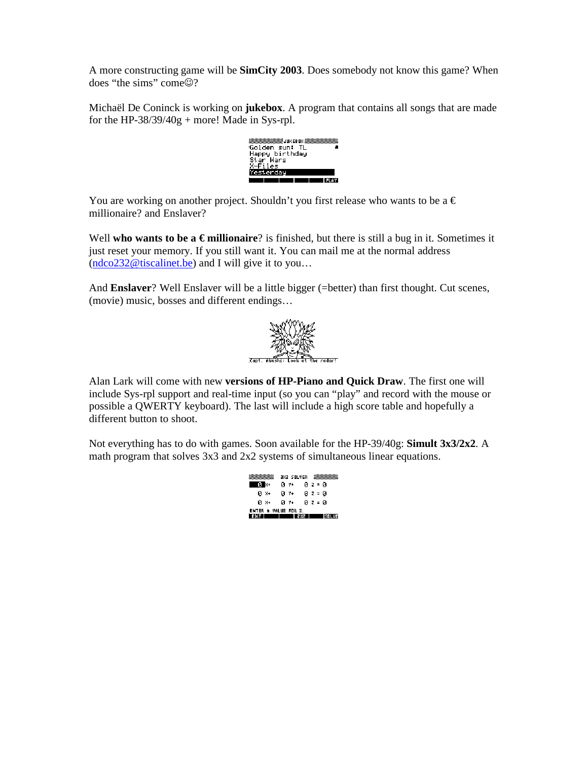A more constructing game will be **SimCity 2003**. Does somebody not know this game? When does “the sims” come☺?

Michaël De Coninck is working on **jukebox**. A program that contains all songs that are made for the HP-38/39/40g + more! Made in Sys-rpl.

You are working on another project. Shouldn’t you first release who wants to be a € millionaire? and Enslaver?

Well **who wants to be a € millionaire**? is finished, but there is still a bug in it. Sometimes it just reset your memory. If you still want it. You can mail me at the normal address (ndco232@tiscalinet.be) and I will give it to you…

And **Enslaver**? Well Enslaver will be a little bigger (=better) than first thought. Cut scenes, (movie) music, bosses and different endings…

Alan Lark will come with new **versions of HP-Piano and Quick Draw**. The first one will include Sys-rpl support and real-time input (so you can “play” and record with the mouse or possible a QWERTY keyboard). The last will include a high score table and hopefully a different button to shoot.

Not everything has to do with games. Soon available for the HP-39/40g: **Simult 3x3/2x2**. A math program that solves 3x3 and 2x2 systems of simultaneous linear equations.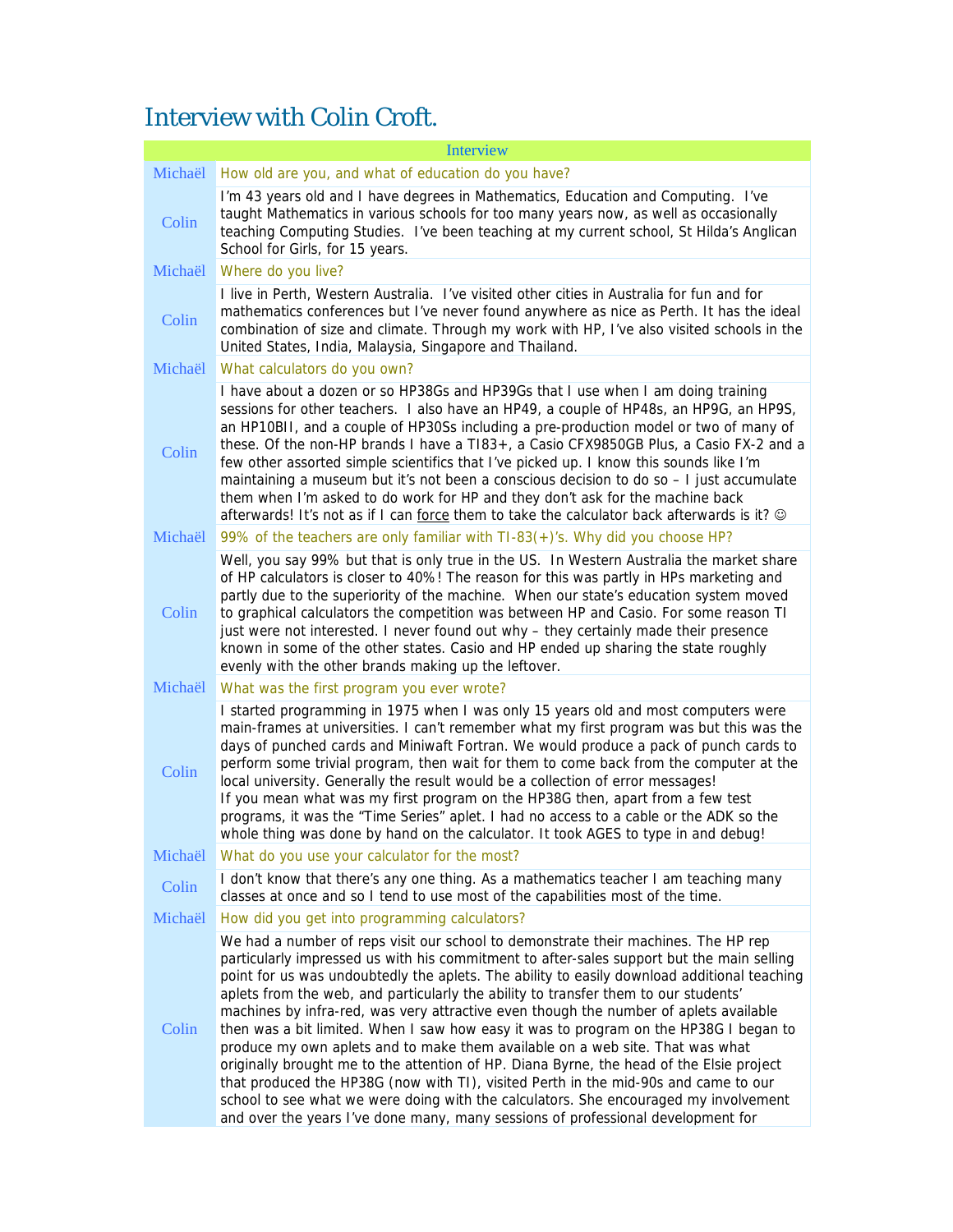# Interview with Colin Croft.

| Interview | |
|---|---|
| Michaël | How old are you, and what of education do you have? |
| Colin | I'm 43 years old and I have degrees in Mathematics, Education and Computing. I've taught Mathematics in various schools for too many years now, as well as occasionally teaching Computing Studies. I've been teaching at my current school, St Hilda's Anglican School for Girls, for 15 years. |
| Michaël | Where do you live? |
| Colin | I live in Perth, Western Australia. I've visited other cities in Australia for fun and for mathematics conferences but I've never found anywhere as nice as Perth. It has the ideal combination of size and climate. Through my work with HP, I've also visited schools in the United States, India, Malaysia, Singapore and Thailand. |
| Michaël | What calculators do you own? |
| Colin | I have about a dozen or so HP38Gs and HP39Gs that I use when I am doing training sessions for other teachers. I also have an HP49, a couple of HP48s, an HP9G, an HP9S, an HP10BII, and a couple of HP30Ss including a pre-production model or two of many of these. Of the non-HP brands I have a TI83+, a Casio CFX9850GB Plus, a Casio FX-2 and a few other assorted simple scientifics that I've picked up. I know this sounds like I'm maintaining a museum but it's not been a conscious decision to do so – I just accumulate them when I'm asked to do work for HP and they don't ask for the calculator back afterwards! It's not as if I can <u>force</u> them to take the calculator back afterwards is it? ☺ |
| Michaël | 99% of the teachers are only familiar with TI-83(+)'s. Why did you choose HP? |
| Colin | Well, you say 99% but that is only true in the US. In Western Australia the market share of HP calculators is closer to 40%! The reason for this was partly in HPs marketing and partly due to the superiority of the machine. When our state's education system moved to graphical calculators the competition was between HP and Casio. For some reason TI just were not interested. I never found out why – they certainly made their presence known in some of the other states. Casio and HP ended up sharing the state roughly evenly with the other brands making up the leftover. |
| Michaël | What was the first program you ever wrote? |
| Colin | I started programming in 1975 when I was only 15 years old and most computers were main-frames at universities. I can't remember what my first program was but this was the days of punched cards and Miniwaft Fortran. We would produce a pack of punch cards to perform some trivial program, then wait for them to come back from the computer at the local university. Generally the result would be a collection of error messages!<br>If you mean what was my first program on the HP38G then, apart from a few test programs, it was the "Time Series" aplet. I had no access to a cable or the ADK so the whole thing was done by hand on the calculator. It took AGES to type in and debug! |
| Michaël | What do you use your calculator for the most? |
| Colin | I don't know that there's any one thing. As a mathematics teacher I am teaching many classes at once and so I tend to use most of the capabilities most of the time. |
| Michaël | How did you get into programming calculators? |
| Colin | We had a number of reps visit our school to demonstrate their machines. The HP rep particularly impressed us with his commitment to after-sales support but the main selling point for us was undoubtedly the aplets. The ability to easily download additional teaching aplets from the web, and particularly the ability to transfer them to our students' machines by infra-red, was very attractive even though the number of aplets available then was a bit limited. When I saw how easy it was to program on the HP38G I began to produce my own aplets and to make them available on a web site. That was what originally brought me to the attention of HP. Diana Byrne, the head of the Elsie project that produced the HP38G (now with TI), visited Perth in the mid-90s and came to our school to see what we were doing with the calculators. She encouraged my involvement and over the years I've done many, many sessions of professional development for |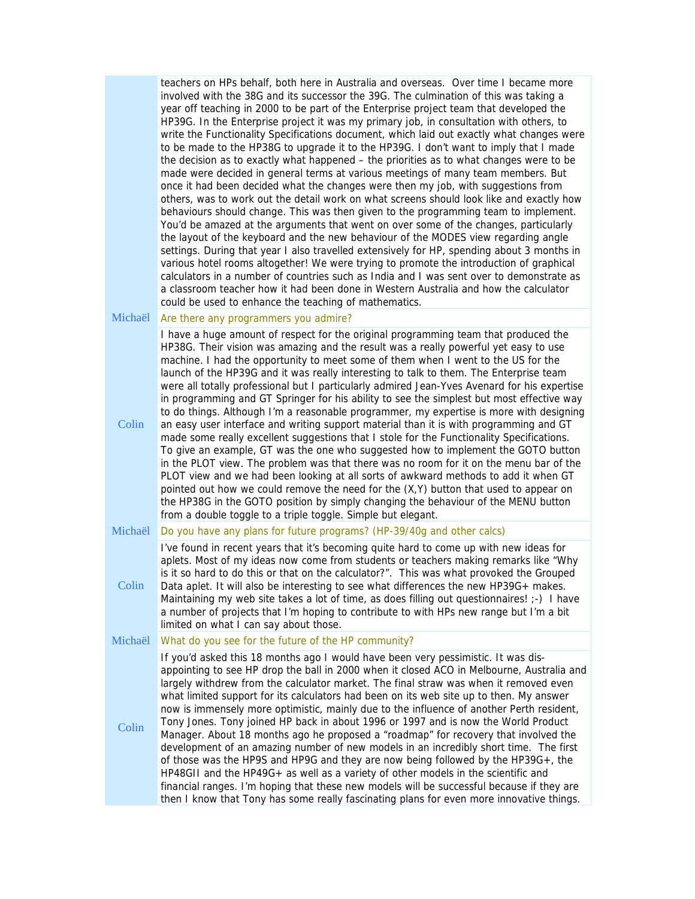teachers on HPs behalf, both here in Australia and overseas. Over time I became more involved with the 38G and its successor the 39G. The culmination of this was taking a year off teaching in 2000 to be part of the Enterprise project team that developed the HP39G. In the Enterprise project it was my primary job, in consultation with others, to write the Functionality Specifications document, which laid out exactly what changes were to be made to the HP38G to upgrade it to the HP39G. I don't want to imply that I made the decision as to exactly what happened – the priorities as to what changes were to be made were decided in general terms at various meetings of many team members. But once it had been decided what the changes were then my job, with suggestions from others, was to work out the detail work on what screens should look like and exactly how behaviours should change. This was then given to the programming team to implement. You'd be amazed at the arguments that went on over some of the changes, particularly the layout of the keyboard and the new behaviour of the MODES view regarding angle settings. During that year I also travelled extensively for HP, spending about 3 months in various hotel rooms altogether! We were trying to promote the introduction of graphical calculators in a number of countries such as India and I was sent over to demonstrate as a classroom teacher how it had been done in Western Australia and how the calculator could be used to enhance the teaching of mathematics.

**Michaël:** Are there any programmers you admire?

**Colin:** I have a huge amount of respect for the original programming team that produced the HP38G. Their vision was amazing and the result was a really powerful yet easy to use machine. I had the opportunity to meet some of them when I went to the US for the launch of the HP39G and it was really interesting to talk to them. The Enterprise team were all totally professional but I particularly admired Jean-Yves Avenard for his expertise in programming and GT Springer for his ability to see the simplest but most effective way to do things. Although I'm a reasonable programmer, my expertise is more with designing an easy user interface and writing support material than it is with programming and GT made some really excellent suggestions that I stole for the Functionality Specifications. To give an example, GT was the one who suggested how to implement the GOTO button in the PLOT view. The problem was that there was no room for it on the menu bar of the PLOT view and we had been looking at all sorts of awkward methods to add it when GT pointed out how we could remove the need for the (X,Y) button that used to appear on the HP38G in the GOTO position by simply changing the behaviour of the MENU button from a double toggle to a triple toggle. Simple but elegant.

**Michaël:** Do you have any plans for future programs? (HP-39/40g and other calcs)

**Colin:** I've found in recent years that it's becoming quite hard to come up with new ideas for aplets. Most of my ideas now come from students or teachers making remarks like "Why is it so hard to do this or that on the calculator?". This was what provoked the Grouped Data aplet. It will also be interesting to see what differences the new HP39G+ makes. Maintaining my web site takes a lot of time, as does filling out questionnaires! ;-) I have a number of projects that I'm hoping to contribute to with HPs new range but I'm a bit limited on what I can say about those.

**Michaël:** What do you see for the future of the HP community?

**Colin:** If you'd asked this 18 months ago I would have been very pessimistic. It was dis-appointing to see HP drop the ball in 2000 when it closed ACO in Melbourne, Australia and largely withdrew from the calculator market. The final straw was when it removed even what limited support for its calculators had been on its web site up to then. My answer now is immensely more optimistic, mainly due to the influence of another Perth resident, Tony Jones. Tony joined HP back in about 1996 or 1997 and is now the World Product Manager. About 18 months ago he proposed a "roadmap" for recovery that involved the development of an amazing number of new models in an incredibly short time. The first of those was the HP9S and HP9G and they are now being followed by the HP39G+, the HP48GII and the HP49G+ as well as a variety of other models in the scientific and financial ranges. I'm hoping that these new models will be successful because if they are then I know that Tony has some really fascinating plans for even more innovative things.